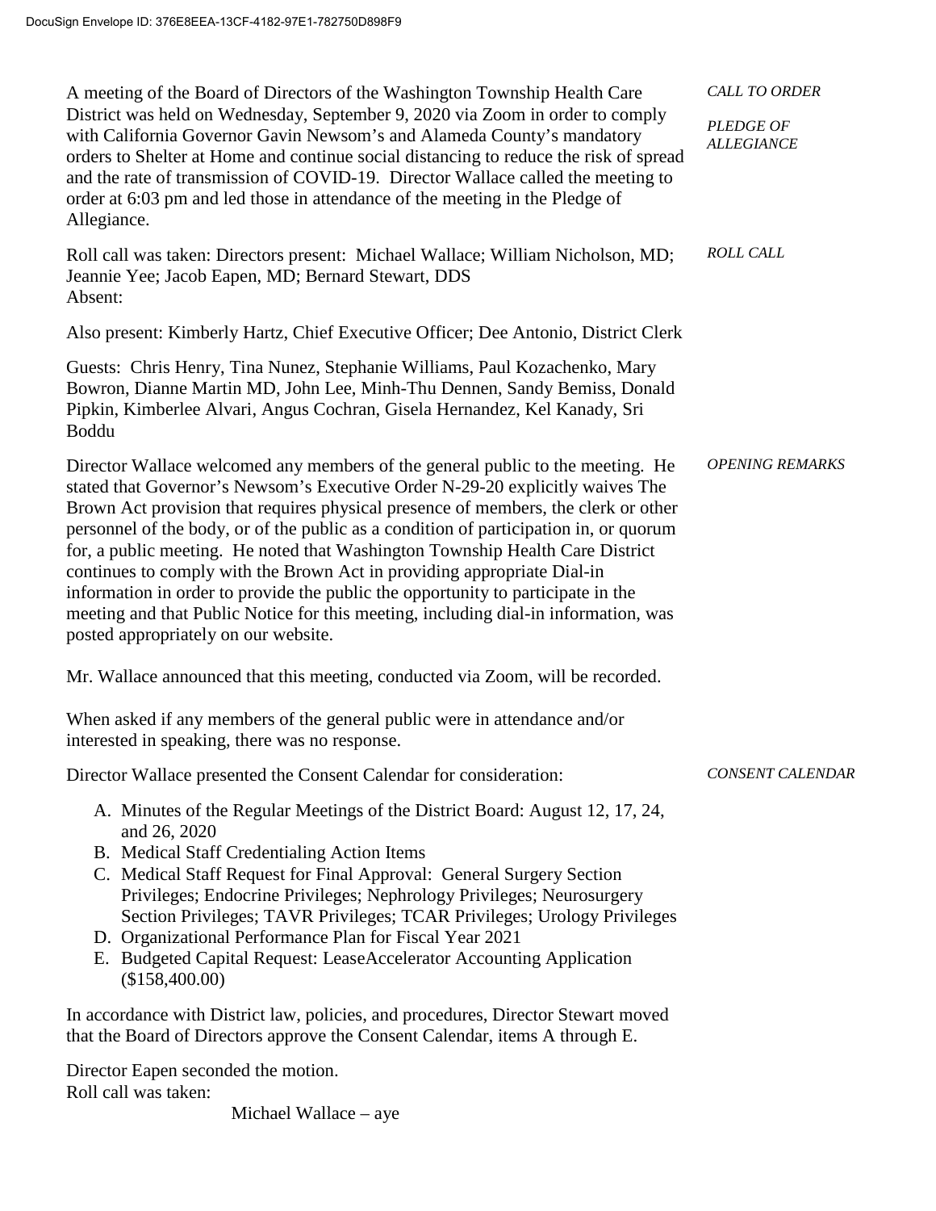A meeting of the Board of Directors of the Washington Township Health Care District was held on Wednesday, September 9, 2020 via Zoom in order to comply with California Governor Gavin Newsom's and Alameda County's mandatory orders to Shelter at Home and continue social distancing to reduce the risk of spread and the rate of transmission of COVID-19. Director Wallace called the meeting to order at 6:03 pm and led those in attendance of the meeting in the Pledge of Allegiance.

*CALL TO ORDER*

*PLEDGE OF ALLEGIANCE*

Roll call was taken: Directors present: Michael Wallace; William Nicholson, MD; Jeannie Yee; Jacob Eapen, MD; Bernard Stewart, DDS
Absent:

*ROLL CALL*

Also present: Kimberly Hartz, Chief Executive Officer; Dee Antonio, District Clerk

Guests: Chris Henry, Tina Nunez, Stephanie Williams, Paul Kozachenko, Mary Bowron, Dianne Martin MD, John Lee, Minh-Thu Dennen, Sandy Bemiss, Donald Pipkin, Kimberlee Alvari, Angus Cochran, Gisela Hernandez, Kel Kanady, Sri Boddu

*OPENING REMARKS*

Director Wallace welcomed any members of the general public to the meeting. He stated that Governor's Newsom's Executive Order N-29-20 explicitly waives The Brown Act provision that requires physical presence of members, the clerk or other personnel of the body, or of the public as a condition of participation in, or quorum for, a public meeting. He noted that Washington Township Health Care District continues to comply with the Brown Act in providing appropriate Dial-in information in order to provide the public the opportunity to participate in the meeting and that Public Notice for this meeting, including dial-in information, was posted appropriately on our website.

Mr. Wallace announced that this meeting, conducted via Zoom, will be recorded.

When asked if any members of the general public were in attendance and/or interested in speaking, there was no response.

*CONSENT CALENDAR*

Director Wallace presented the Consent Calendar for consideration:

A. Minutes of the Regular Meetings of the District Board: August 12, 17, 24, and 26, 2020
B. Medical Staff Credentialing Action Items
C. Medical Staff Request for Final Approval: General Surgery Section Privileges; Endocrine Privileges; Nephrology Privileges; Neurosurgery Section Privileges; TAVR Privileges; TCAR Privileges; Urology Privileges
D. Organizational Performance Plan for Fiscal Year 2021
E. Budgeted Capital Request: LeaseAccelerator Accounting Application ($158,400.00)

In accordance with District law, policies, and procedures, Director Stewart moved that the Board of Directors approve the Consent Calendar, items A through E.

Director Eapen seconded the motion.
Roll call was taken:

Michael Wallace – aye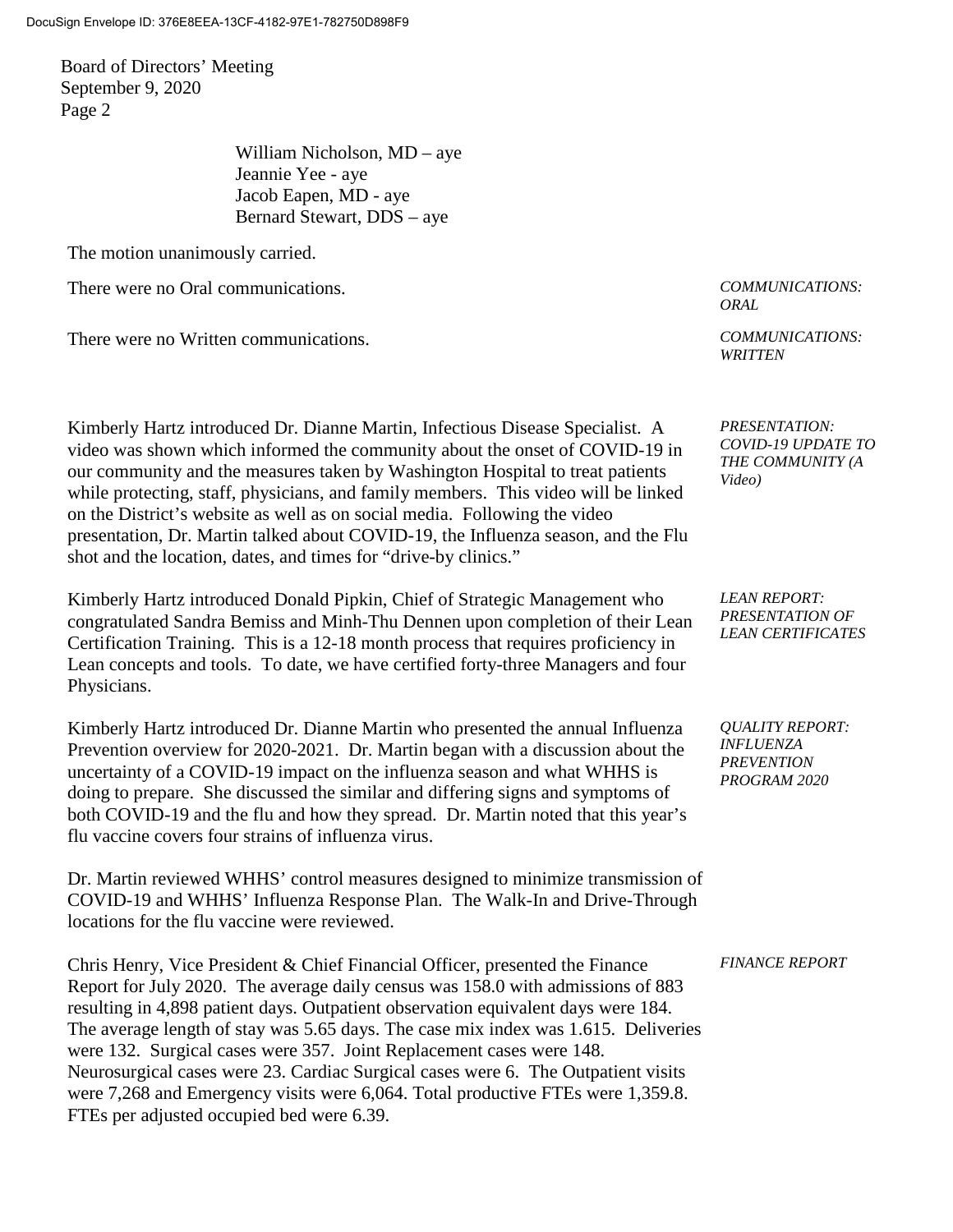William Nicholson, MD – aye
Jeannie Yee - aye
Jacob Eapen, MD - aye
Bernard Stewart, DDS – aye

The motion unanimously carried.

*COMMUNICATIONS: ORAL*

There were no Oral communications.

*COMMUNICATIONS: WRITTEN*

There were no Written communications.

*PRESENTATION: COVID-19 UPDATE TO THE COMMUNITY (A Video)*

Kimberly Hartz introduced Dr. Dianne Martin, Infectious Disease Specialist. A video was shown which informed the community about the onset of COVID-19 in our community and the measures taken by Washington Hospital to treat patients while protecting, staff, physicians, and family members. This video will be linked on the District's website as well as on social media. Following the video presentation, Dr. Martin talked about COVID-19, the Influenza season, and the Flu shot and the location, dates, and times for "drive-by clinics."

*LEAN REPORT: PRESENTATION OF LEAN CERTIFICATES*

Kimberly Hartz introduced Donald Pipkin, Chief of Strategic Management who congratulated Sandra Bemiss and Minh-Thu Dennen upon completion of their Lean Certification Training. This is a 12-18 month process that requires proficiency in Lean concepts and tools. To date, we have certified forty-three Managers and four Physicians.

*QUALITY REPORT: INFLUENZA PREVENTION PROGRAM 2020*

Kimberly Hartz introduced Dr. Dianne Martin who presented the annual Influenza Prevention overview for 2020-2021. Dr. Martin began with a discussion about the uncertainty of a COVID-19 impact on the influenza season and what WHHS is doing to prepare. She discussed the similar and differing signs and symptoms of both COVID-19 and the flu and how they spread. Dr. Martin noted that this year's flu vaccine covers four strains of influenza virus.

Dr. Martin reviewed WHHS' control measures designed to minimize transmission of COVID-19 and WHHS' Influenza Response Plan. The Walk-In and Drive-Through locations for the flu vaccine were reviewed.

*FINANCE REPORT*

Chris Henry, Vice President & Chief Financial Officer, presented the Finance Report for July 2020. The average daily census was 158.0 with admissions of 883 resulting in 4,898 patient days. Outpatient observation equivalent days were 184. The average length of stay was 5.65 days. The case mix index was 1.615. Deliveries were 132. Surgical cases were 357. Joint Replacement cases were 148. Neurosurgical cases were 23. Cardiac Surgical cases were 6. The Outpatient visits were 7,268 and Emergency visits were 6,064. Total productive FTEs were 1,359.8. FTEs per adjusted occupied bed were 6.39.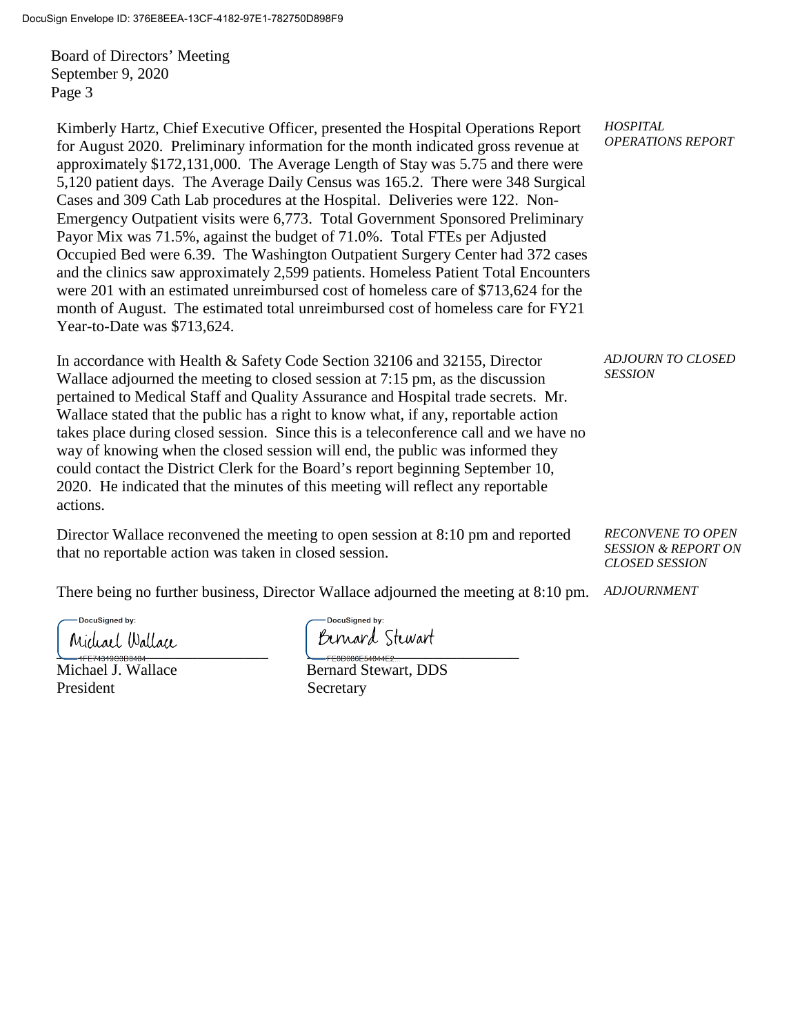Kimberly Hartz, Chief Executive Officer, presented the Hospital Operations Report for August 2020. Preliminary information for the month indicated gross revenue at approximately $172,131,000. The Average Length of Stay was 5.75 and there were 5,120 patient days. The Average Daily Census was 165.2. There were 348 Surgical Cases and 309 Cath Lab procedures at the Hospital. Deliveries were 122. Non-Emergency Outpatient visits were 6,773. Total Government Sponsored Preliminary Payor Mix was 71.5%, against the budget of 71.0%. Total FTEs per Adjusted Occupied Bed were 6.39. The Washington Outpatient Surgery Center had 372 cases and the clinics saw approximately 2,599 patients. Homeless Patient Total Encounters were 201 with an estimated unreimbursed cost of homeless care of $713,624 for the month of August. The estimated total unreimbursed cost of homeless care for FY21 Year-to-Date was $713,624.

*HOSPITAL OPERATIONS REPORT*

In accordance with Health & Safety Code Section 32106 and 32155, Director Wallace adjourned the meeting to closed session at 7:15 pm, as the discussion pertained to Medical Staff and Quality Assurance and Hospital trade secrets. Mr. Wallace stated that the public has a right to know what, if any, reportable action takes place during closed session. Since this is a teleconference call and we have no way of knowing when the closed session will end, the public was informed they could contact the District Clerk for the Board's report beginning September 10, 2020. He indicated that the minutes of this meeting will reflect any reportable actions.

*ADJOURN TO CLOSED SESSION*

Director Wallace reconvened the meeting to open session at 8:10 pm and reported that no reportable action was taken in closed session.

*RECONVENE TO OPEN SESSION & REPORT ON CLOSED SESSION*

There being no further business, Director Wallace adjourned the meeting at 8:10 pm.

*ADJOURNMENT*

DocuSigned by:
Michael Wallace
1FE74319C3B0484

Michael J. Wallace
President

DocuSigned by:
Bernard Stewart
FE8B886E54844E2...

Bernard Stewart, DDS
Secretary